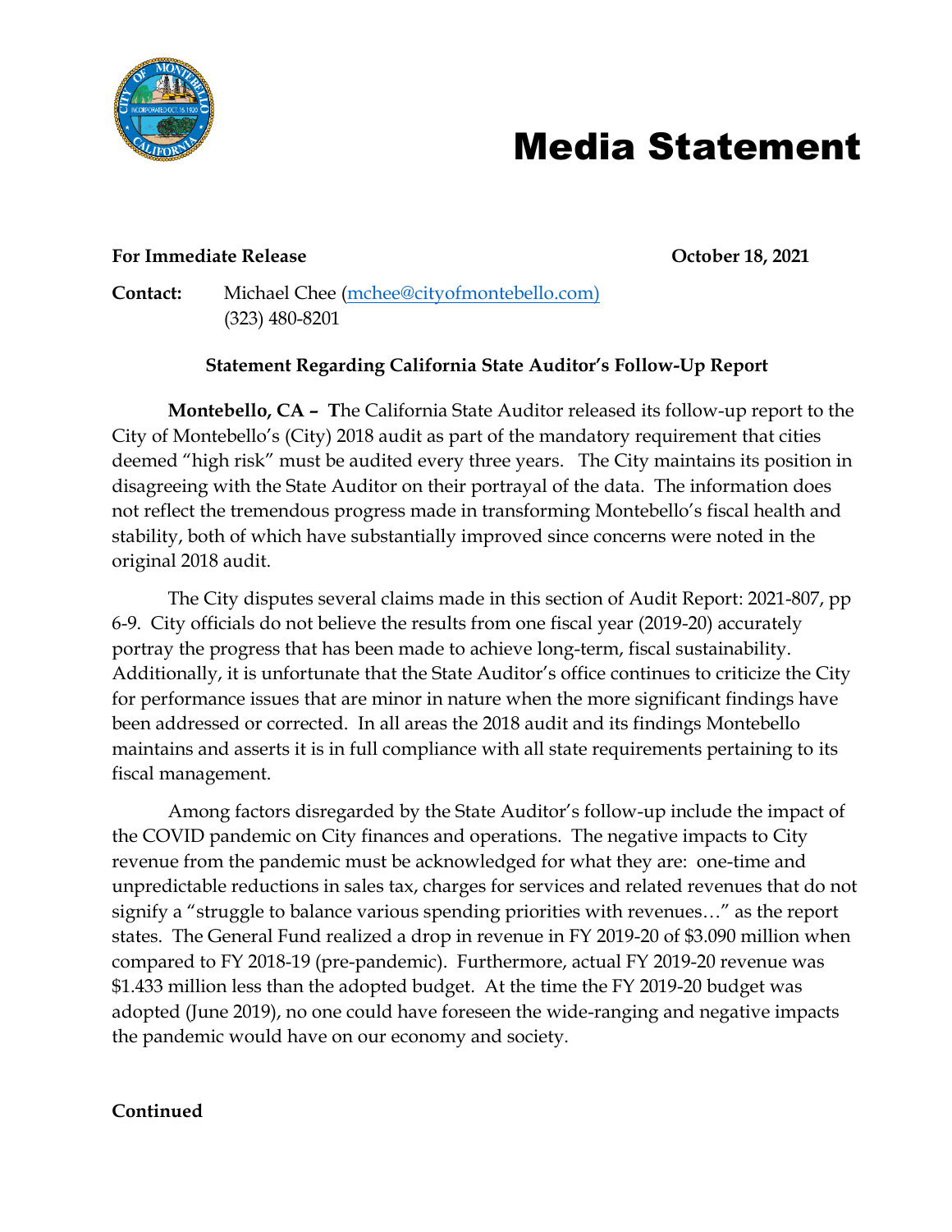# Media Statement

**For Immediate Release** **October 18, 2021**

**Contact:** Michael Chee (mchee@cityofmontebello.com)
(323) 480-8201

**Statement Regarding California State Auditor's Follow-Up Report**

**Montebello, CA – T**he California State Auditor released its follow-up report to the City of Montebello's (City) 2018 audit as part of the mandatory requirement that cities deemed "high risk" must be audited every three years. The City maintains its position in disagreeing with the State Auditor on their portrayal of the data. The information does not reflect the tremendous progress made in transforming Montebello's fiscal health and stability, both of which have substantially improved since concerns were noted in the original 2018 audit.

The City disputes several claims made in this section of Audit Report: 2021-807, pp 6-9. City officials do not believe the results from one fiscal year (2019-20) accurately portray the progress that has been made to achieve long-term, fiscal sustainability. Additionally, it is unfortunate that the State Auditor's office continues to criticize the City for performance issues that are minor in nature when the more significant findings have been addressed or corrected. In all areas the 2018 audit and its findings Montebello maintains and asserts it is in full compliance with all state requirements pertaining to its fiscal management.

Among factors disregarded by the State Auditor's follow-up include the impact of the COVID pandemic on City finances and operations. The negative impacts to City revenue from the pandemic must be acknowledged for what they are: one-time and unpredictable reductions in sales tax, charges for services and related revenues that do not signify a "struggle to balance various spending priorities with revenues…" as the report states. The General Fund realized a drop in revenue in FY 2019-20 of $3.090 million when compared to FY 2018-19 (pre-pandemic). Furthermore, actual FY 2019-20 revenue was $1.433 million less than the adopted budget. At the time the FY 2019-20 budget was adopted (June 2019), no one could have foreseen the wide-ranging and negative impacts the pandemic would have on our economy and society.

**Continued**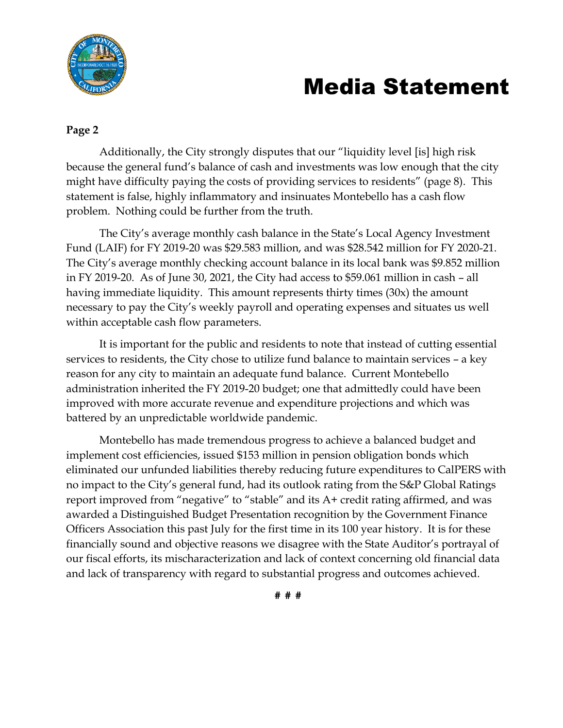# Media Statement

**Page 2**

Additionally, the City strongly disputes that our "liquidity level [is] high risk because the general fund's balance of cash and investments was low enough that the city might have difficulty paying the costs of providing services to residents" (page 8). This statement is false, highly inflammatory and insinuates Montebello has a cash flow problem. Nothing could be further from the truth.

The City's average monthly cash balance in the State's Local Agency Investment Fund (LAIF) for FY 2019-20 was $29.583 million, and was $28.542 million for FY 2020-21. The City's average monthly checking account balance in its local bank was $9.852 million in FY 2019-20. As of June 30, 2021, the City had access to $59.061 million in cash – all having immediate liquidity. This amount represents thirty times (30x) the amount necessary to pay the City's weekly payroll and operating expenses and situates us well within acceptable cash flow parameters.

It is important for the public and residents to note that instead of cutting essential services to residents, the City chose to utilize fund balance to maintain services – a key reason for any city to maintain an adequate fund balance. Current Montebello administration inherited the FY 2019-20 budget; one that admittedly could have been improved with more accurate revenue and expenditure projections and which was battered by an unpredictable worldwide pandemic.

Montebello has made tremendous progress to achieve a balanced budget and implement cost efficiencies, issued $153 million in pension obligation bonds which eliminated our unfunded liabilities thereby reducing future expenditures to CalPERS with no impact to the City's general fund, had its outlook rating from the S&P Global Ratings report improved from "negative" to "stable" and its A+ credit rating affirmed, and was awarded a Distinguished Budget Presentation recognition by the Government Finance Officers Association this past July for the first time in its 100 year history. It is for these financially sound and objective reasons we disagree with the State Auditor's portrayal of our fiscal efforts, its mischaracterization and lack of context concerning old financial data and lack of transparency with regard to substantial progress and outcomes achieved.

# # #